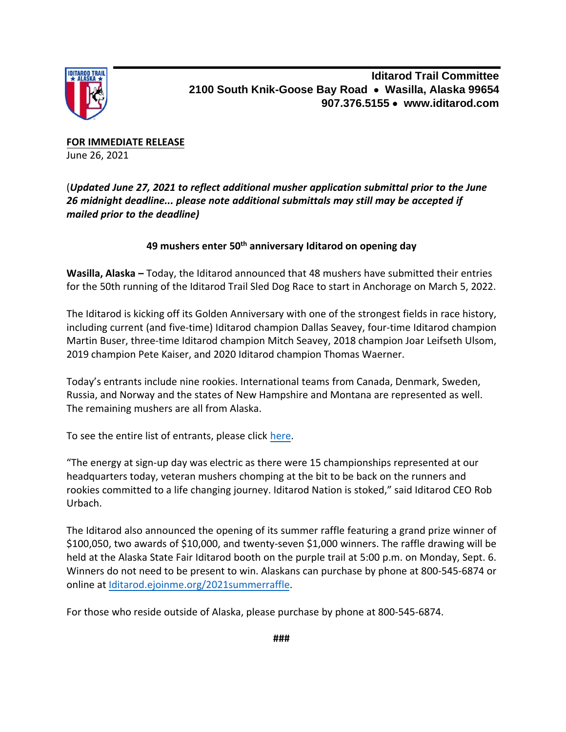**Iditarod Trail Committee**
**2100 South Knik-Goose Bay Road • Wasilla, Alaska 99654**
**907.376.5155 • www.iditarod.com**

**FOR IMMEDIATE RELEASE**
June 26, 2021

(*Updated June 27, 2021 to reflect additional musher application submittal prior to the June 26 midnight deadline... please note additional submittals may still may be accepted if mailed prior to the deadline)*

**49 mushers enter 50th anniversary Iditarod on opening day**

**Wasilla, Alaska –** Today, the Iditarod announced that 48 mushers have submitted their entries for the 50th running of the Iditarod Trail Sled Dog Race to start in Anchorage on March 5, 2022.

The Iditarod is kicking off its Golden Anniversary with one of the strongest fields in race history, including current (and five-time) Iditarod champion Dallas Seavey, four-time Iditarod champion Martin Buser, three-time Iditarod champion Mitch Seavey, 2018 champion Joar Leifseth Ulsom, 2019 champion Pete Kaiser, and 2020 Iditarod champion Thomas Waerner.

Today's entrants include nine rookies. International teams from Canada, Denmark, Sweden, Russia, and Norway and the states of New Hampshire and Montana are represented as well. The remaining mushers are all from Alaska.

To see the entire list of entrants, please click here.

"The energy at sign-up day was electric as there were 15 championships represented at our headquarters today, veteran mushers chomping at the bit to be back on the runners and rookies committed to a life changing journey. Iditarod Nation is stoked," said Iditarod CEO Rob Urbach.

The Iditarod also announced the opening of its summer raffle featuring a grand prize winner of $100,050, two awards of $10,000, and twenty-seven $1,000 winners. The raffle drawing will be held at the Alaska State Fair Iditarod booth on the purple trail at 5:00 p.m. on Monday, Sept. 6. Winners do not need to be present to win. Alaskans can purchase by phone at 800-545-6874 or online at Iditarod.ejoinme.org/2021summerraffle.

For those who reside outside of Alaska, please purchase by phone at 800-545-6874.

###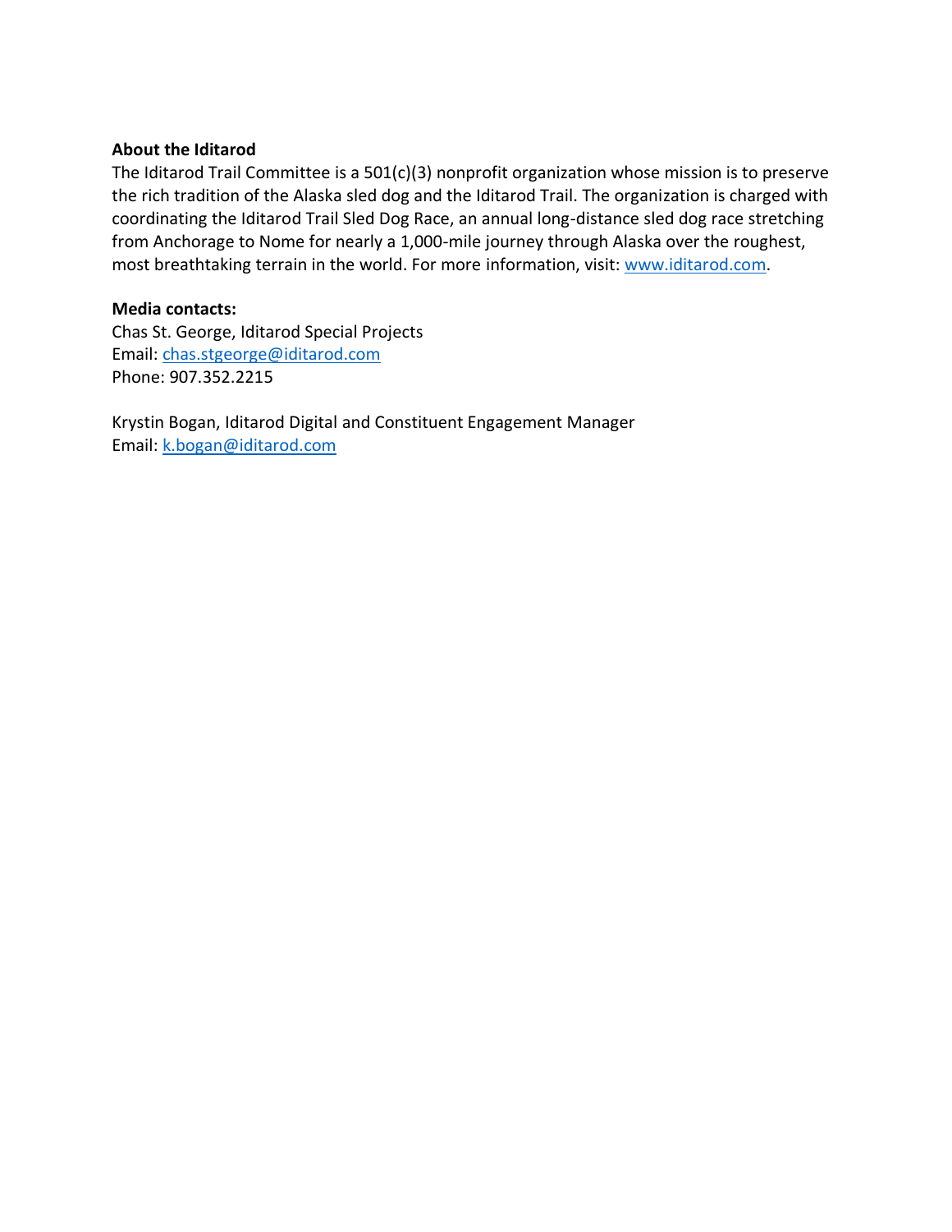**About the Iditarod**

The Iditarod Trail Committee is a 501(c)(3) nonprofit organization whose mission is to preserve the rich tradition of the Alaska sled dog and the Iditarod Trail. The organization is charged with coordinating the Iditarod Trail Sled Dog Race, an annual long-distance sled dog race stretching from Anchorage to Nome for nearly a 1,000-mile journey through Alaska over the roughest, most breathtaking terrain in the world. For more information, visit: [www.iditarod.com](www.iditarod.com).

**Media contacts:**

Chas St. George, Iditarod Special Projects
Email: [chas.stgeorge@iditarod.com](mailto:chas.stgeorge@iditarod.com)
Phone: 907.352.2215

Krystin Bogan, Iditarod Digital and Constituent Engagement Manager
Email: [k.bogan@iditarod.com](mailto:k.bogan@iditarod.com)